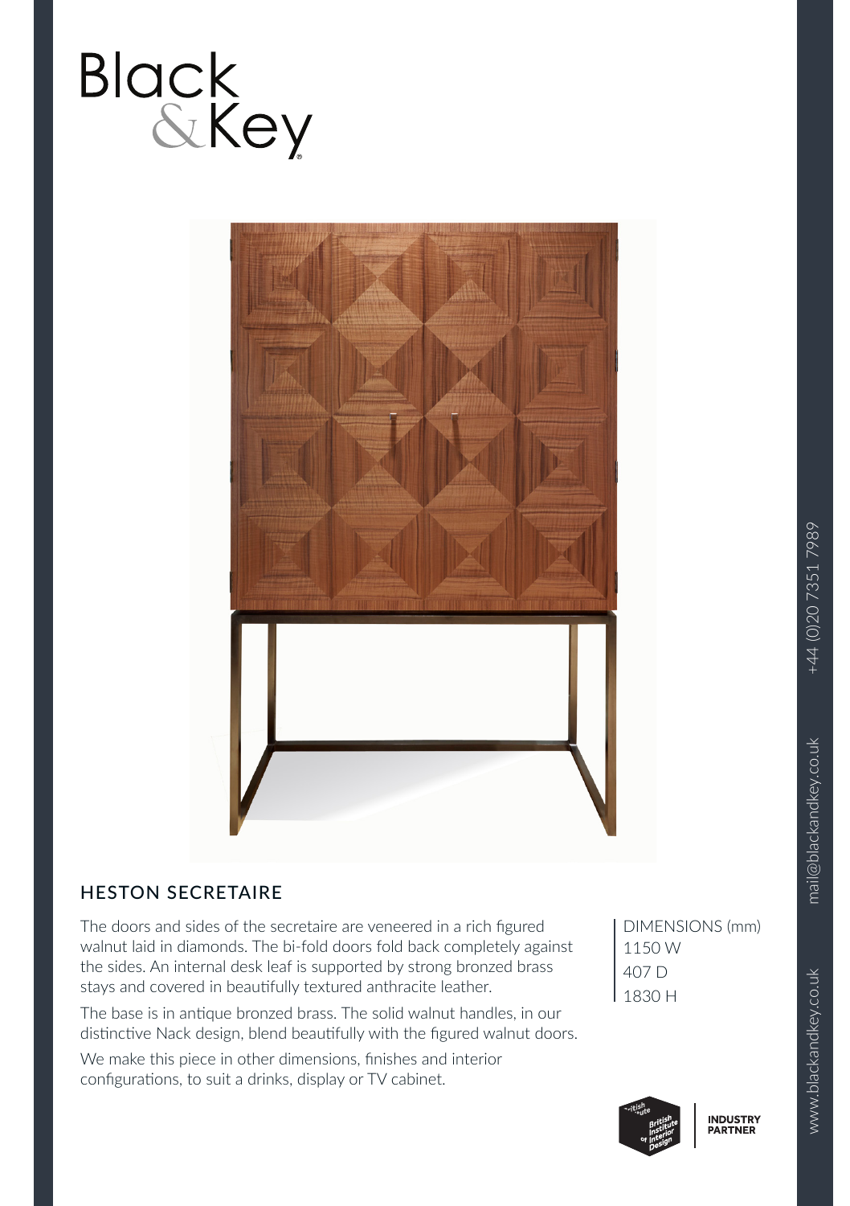Black
&Key

## HESTON SECRETAIRE

The doors and sides of the secretaire are veneered in a rich figured walnut laid in diamonds. The bi-fold doors fold back completely against the sides. An internal desk leaf is supported by strong bronzed brass stays and covered in beautifully textured anthracite leather.

The base is in antique bronzed brass. The solid walnut handles, in our distinctive Nack design, blend beautifully with the figured walnut doors.

We make this piece in other dimensions, finishes and interior configurations, to suit a drinks, display or TV cabinet.

DIMENSIONS (mm)
1150 W
407 D
1830 H

British Institute of Interior Design INDUSTRY PARTNER

+44 (0)20 7351 7989
mail@blackandkey.co.uk
www.blackandkey.co.uk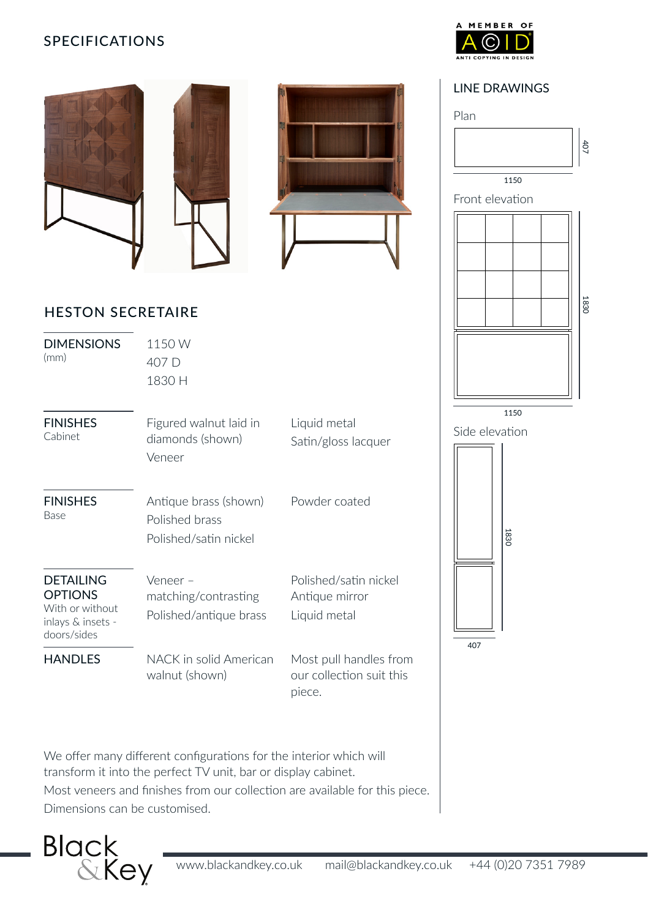# SPECIFICATIONS

A MEMBER OF ACID ANTI COPYING IN DESIGN

## HESTON SECRETAIRE

| | | |
|---|---|---|
| **DIMENSIONS** (mm) | 1150 W<br>407 D<br>1830 H | |
| **FINISHES** Cabinet | Figured walnut laid in diamonds (shown)<br>Veneer | Liquid metal<br>Satin/gloss lacquer |
| **FINISHES** Base | Antique brass (shown)<br>Polished brass<br>Polished/satin nickel | Powder coated |
| **DETAILING OPTIONS** With or without inlays & insets - doors/sides | Veneer – matching/contrasting<br>Polished/antique brass | Polished/satin nickel<br>Antique mirror<br>Liquid metal |
| **HANDLES** | NACK in solid American walnut (shown) | Most pull handles from our collection suit this piece. |

We offer many different configurations for the interior which will transform it into the perfect TV unit, bar or display cabinet.
Most veneers and finishes from our collection are available for this piece.
Dimensions can be customised.

## LINE DRAWINGS

Plan

407

1150

Front elevation

1830

1150

Side elevation

1830

407

Black & Key

www.blackandkey.co.uk mail@blackandkey.co.uk +44 (0)20 7351 7989